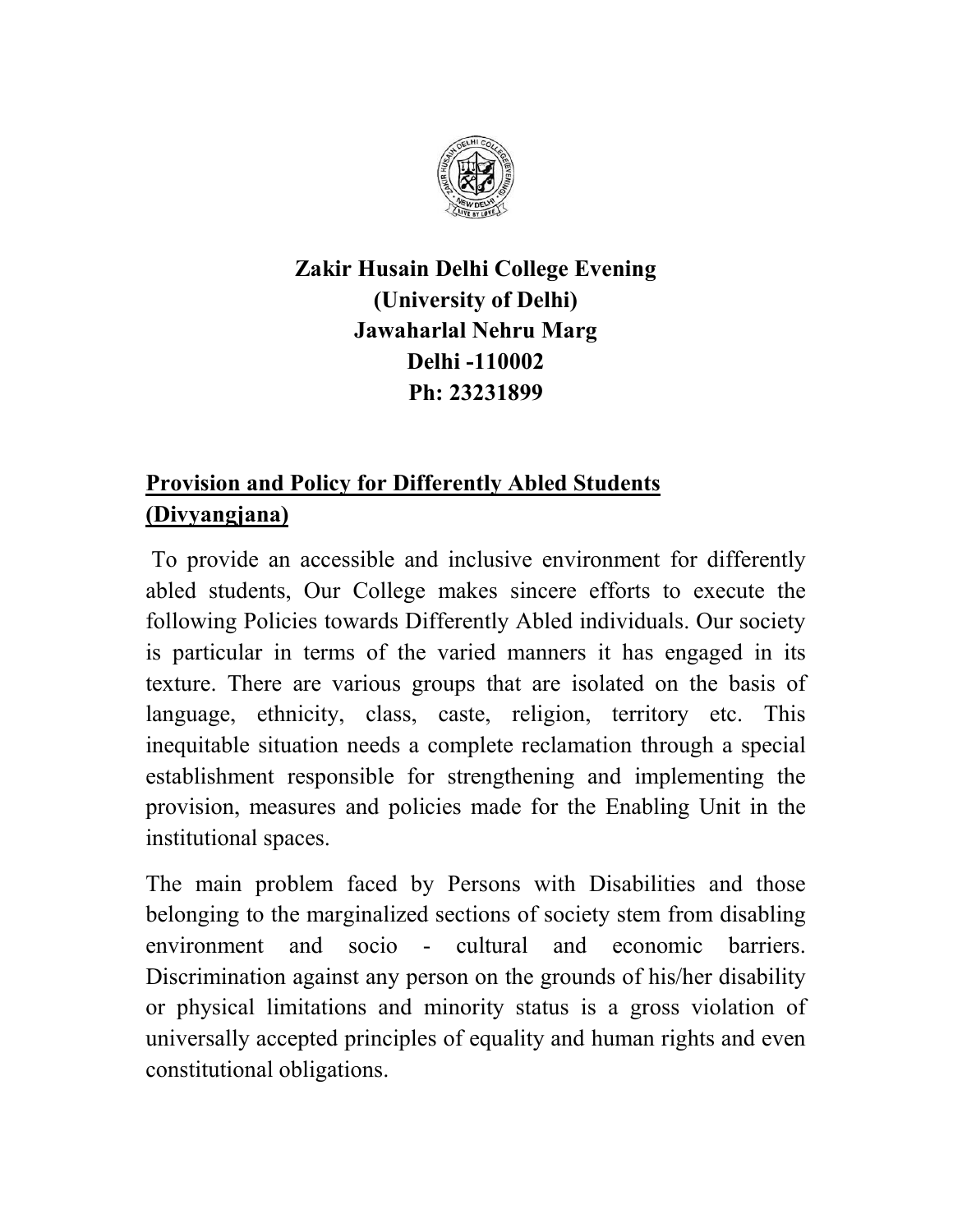**Zakir Husain Delhi College Evening**
**(University of Delhi)**
**Jawaharlal Nehru Marg**
**Delhi -110002**
**Ph: 23231899**

## Provision and Policy for Differently Abled Students (Divyangjana)

To provide an accessible and inclusive environment for differently abled students, Our College makes sincere efforts to execute the following Policies towards Differently Abled individuals. Our society is particular in terms of the varied manners it has engaged in its texture. There are various groups that are isolated on the basis of language, ethnicity, class, caste, religion, territory etc. This inequitable situation needs a complete reclamation through a special establishment responsible for strengthening and implementing the provision, measures and policies made for the Enabling Unit in the institutional spaces.

The main problem faced by Persons with Disabilities and those belonging to the marginalized sections of society stem from disabling environment and socio - cultural and economic barriers. Discrimination against any person on the grounds of his/her disability or physical limitations and minority status is a gross violation of universally accepted principles of equality and human rights and even constitutional obligations.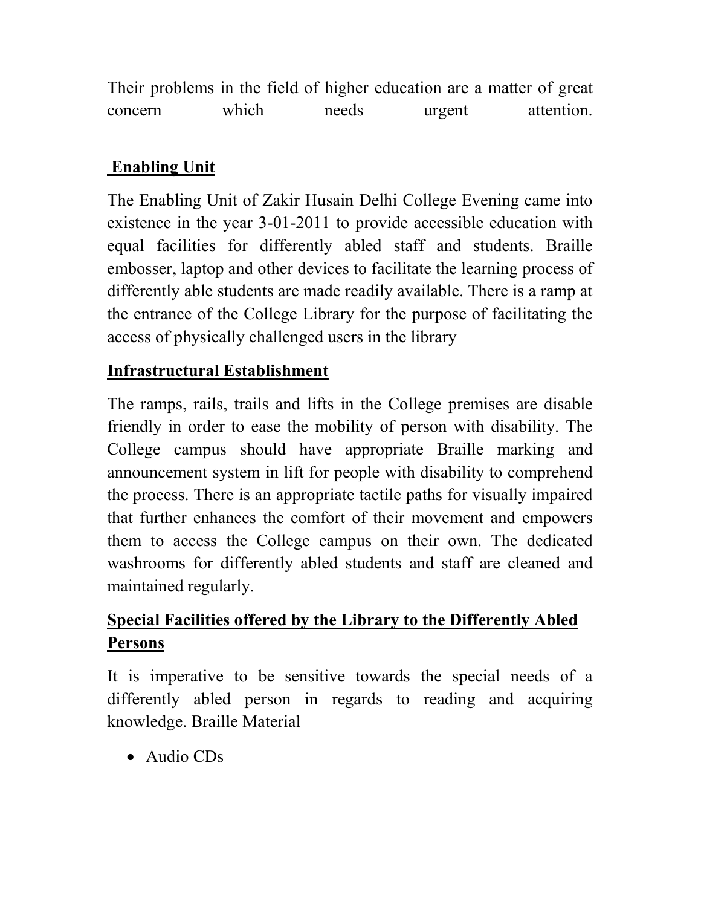Their problems in the field of higher education are a matter of great concern which needs urgent attention.

## Enabling Unit

The Enabling Unit of Zakir Husain Delhi College Evening came into existence in the year 3-01-2011 to provide accessible education with equal facilities for differently abled staff and students. Braille embosser, laptop and other devices to facilitate the learning process of differently able students are made readily available. There is a ramp at the entrance of the College Library for the purpose of facilitating the access of physically challenged users in the library

## Infrastructural Establishment

The ramps, rails, trails and lifts in the College premises are disable friendly in order to ease the mobility of person with disability. The College campus should have appropriate Braille marking and announcement system in lift for people with disability to comprehend the process. There is an appropriate tactile paths for visually impaired that further enhances the comfort of their movement and empowers them to access the College campus on their own. The dedicated washrooms for differently abled students and staff are cleaned and maintained regularly.

## Special Facilities offered by the Library to the Differently Abled Persons

It is imperative to be sensitive towards the special needs of a differently abled person in regards to reading and acquiring knowledge. Braille Material

- Audio CDs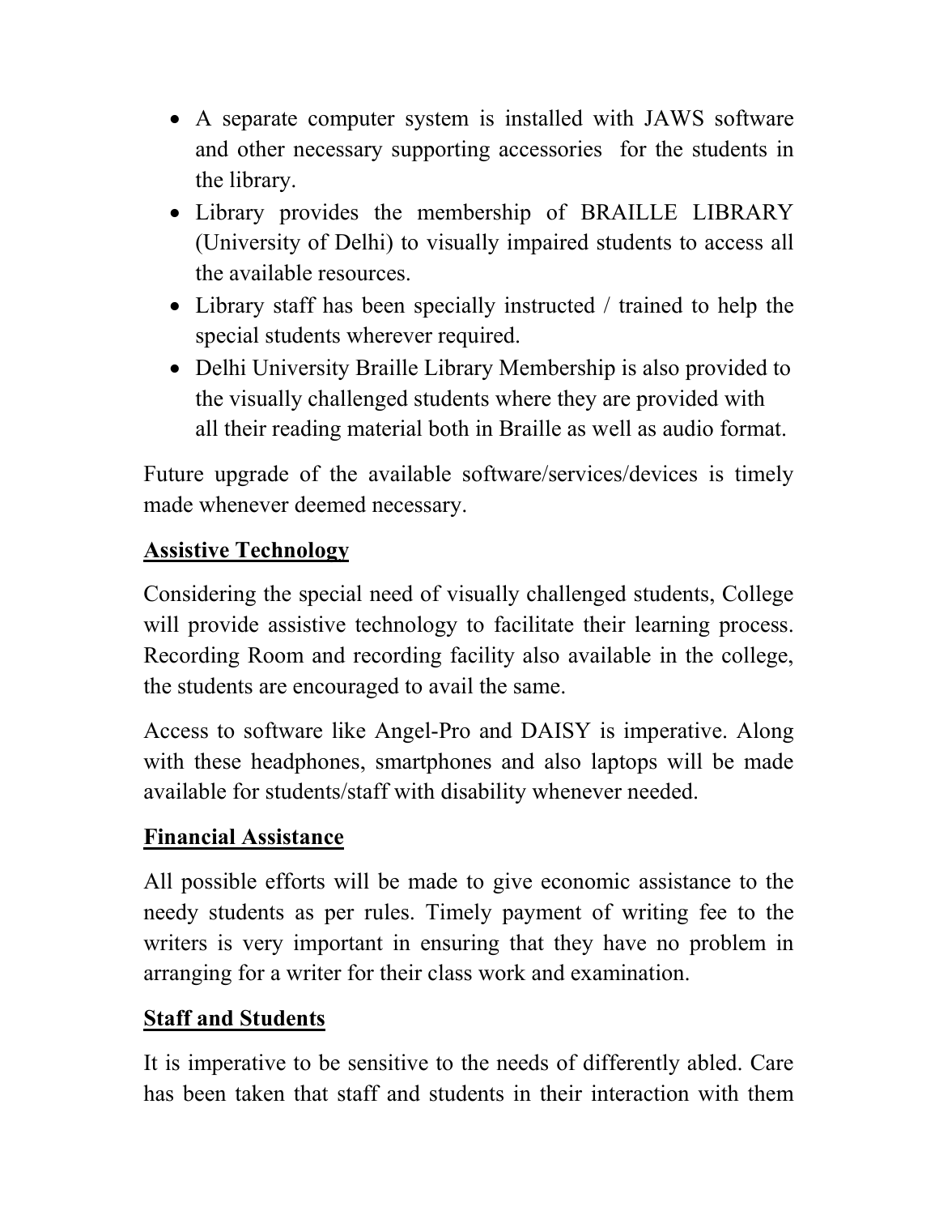- A separate computer system is installed with JAWS software and other necessary supporting accessories for the students in the library.
- Library provides the membership of BRAILLE LIBRARY (University of Delhi) to visually impaired students to access all the available resources.
- Library staff has been specially instructed / trained to help the special students wherever required.
- Delhi University Braille Library Membership is also provided to the visually challenged students where they are provided with all their reading material both in Braille as well as audio format.

Future upgrade of the available software/services/devices is timely made whenever deemed necessary.

**Assistive Technology**

Considering the special need of visually challenged students, College will provide assistive technology to facilitate their learning process. Recording Room and recording facility also available in the college, the students are encouraged to avail the same.

Access to software like Angel-Pro and DAISY is imperative. Along with these headphones, smartphones and also laptops will be made available for students/staff with disability whenever needed.

**Financial Assistance**

All possible efforts will be made to give economic assistance to the needy students as per rules. Timely payment of writing fee to the writers is very important in ensuring that they have no problem in arranging for a writer for their class work and examination.

**Staff and Students**

It is imperative to be sensitive to the needs of differently abled. Care has been taken that staff and students in their interaction with them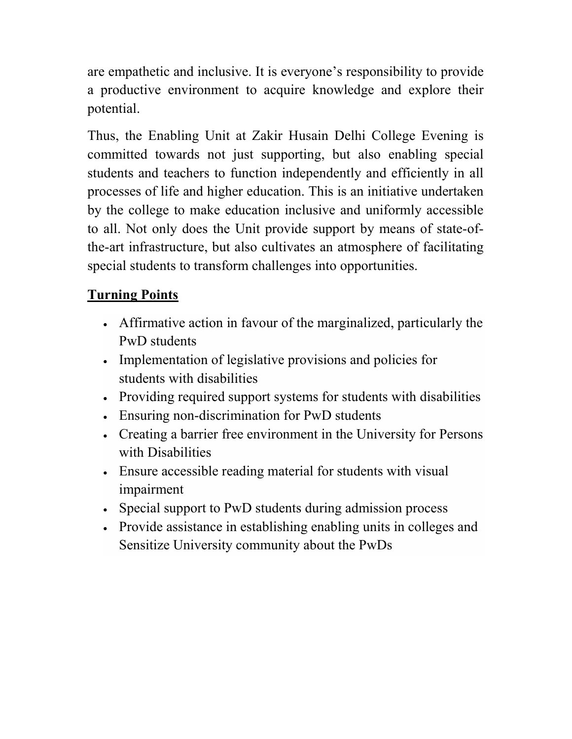are empathetic and inclusive. It is everyone's responsibility to provide a productive environment to acquire knowledge and explore their potential.

Thus, the Enabling Unit at Zakir Husain Delhi College Evening is committed towards not just supporting, but also enabling special students and teachers to function independently and efficiently in all processes of life and higher education. This is an initiative undertaken by the college to make education inclusive and uniformly accessible to all. Not only does the Unit provide support by means of state-of-the-art infrastructure, but also cultivates an atmosphere of facilitating special students to transform challenges into opportunities.

## Turning Points

- Affirmative action in favour of the marginalized, particularly the PwD students
- Implementation of legislative provisions and policies for students with disabilities
- Providing required support systems for students with disabilities
- Ensuring non-discrimination for PwD students
- Creating a barrier free environment in the University for Persons with Disabilities
- Ensure accessible reading material for students with visual impairment
- Special support to PwD students during admission process
- Provide assistance in establishing enabling units in colleges and Sensitize University community about the PwDs